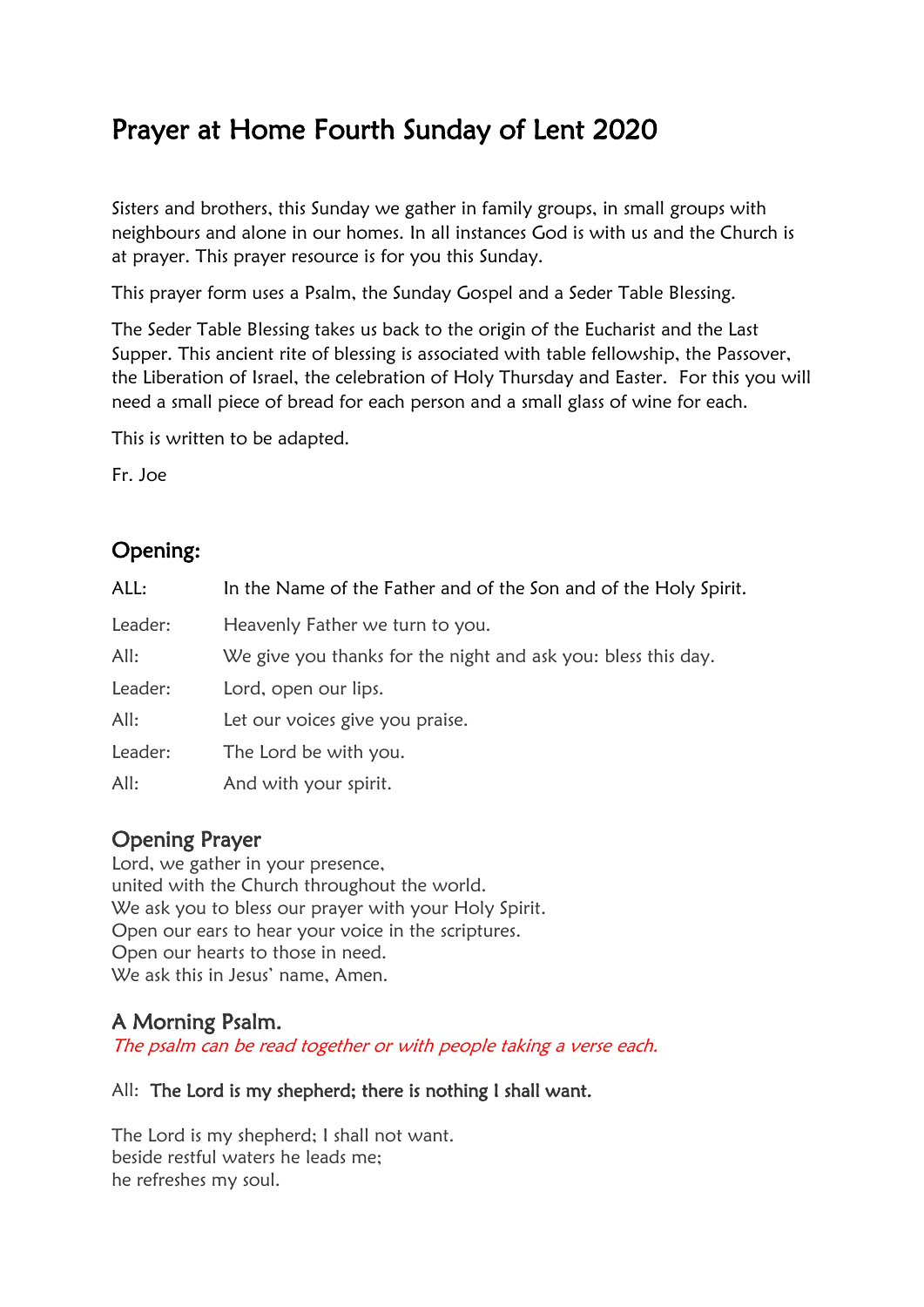# Prayer at Home Fourth Sunday of Lent 2020

Sisters and brothers, this Sunday we gather in family groups, in small groups with neighbours and alone in our homes. In all instances God is with us and the Church is at prayer. This prayer resource is for you this Sunday.

This prayer form uses a Psalm, the Sunday Gospel and a Seder Table Blessing.

The Seder Table Blessing takes us back to the origin of the Eucharist and the Last Supper. This ancient rite of blessing is associated with table fellowship, the Passover, the Liberation of Israel, the celebration of Holy Thursday and Easter. For this you will need a small piece of bread for each person and a small glass of wine for each.

This is written to be adapted.

Fr. Joe

## Opening:

ALL: In the Name of the Father and of the Son and of the Holy Spirit.

Leader: Heavenly Father we turn to you.

All: We give you thanks for the night and ask you: bless this day.

Leader: Lord, open our lips.

All: Let our voices give you praise.

Leader: The Lord be with you.

All: And with your spirit.

## Opening Prayer

Lord, we gather in your presence,
united with the Church throughout the world.
We ask you to bless our prayer with your Holy Spirit.
Open our ears to hear your voice in the scriptures.
Open our hearts to those in need.
We ask this in Jesus' name, Amen.

## A Morning Psalm.

*The psalm can be read together or with people taking a verse each.*

All: **The Lord is my shepherd; there is nothing I shall want.**

The Lord is my shepherd; I shall not want.
beside restful waters he leads me;
he refreshes my soul.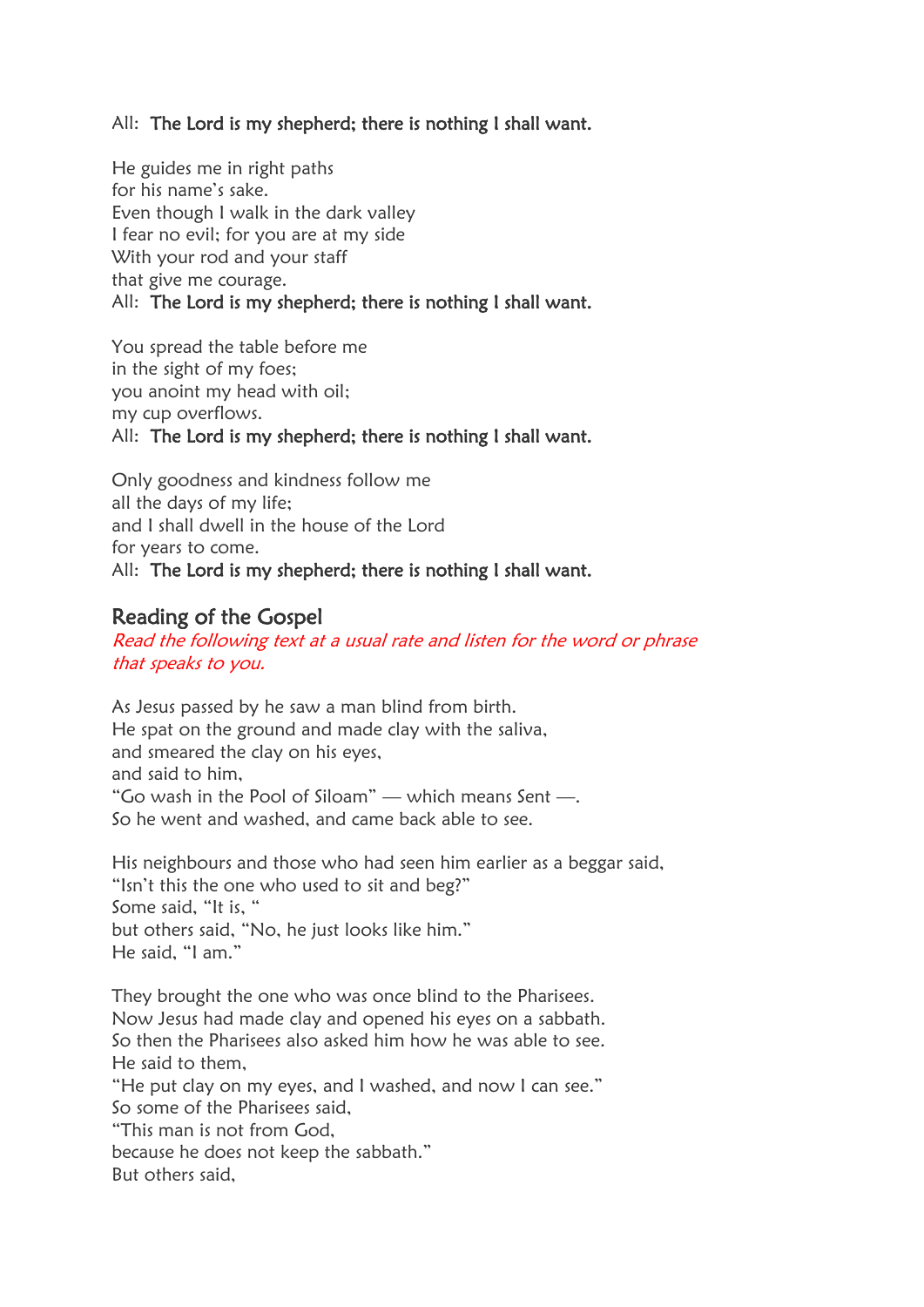All:  **The Lord is my shepherd; there is nothing I shall want.**

He guides me in right paths  
for his name's sake.  
Even though I walk in the dark valley  
I fear no evil; for you are at my side  
With your rod and your staff  
that give me courage.  
All:  **The Lord is my shepherd; there is nothing I shall want.**

You spread the table before me  
in the sight of my foes;  
you anoint my head with oil;  
my cup overflows.  
All:  **The Lord is my shepherd; there is nothing I shall want.**

Only goodness and kindness follow me  
all the days of my life;  
and I shall dwell in the house of the Lord  
for years to come.  
All:  **The Lord is my shepherd; there is nothing I shall want.**

## Reading of the Gospel

*Read the following text at a usual rate and listen for the word or phrase that speaks to you.*

As Jesus passed by he saw a man blind from birth.  
He spat on the ground and made clay with the saliva,  
and smeared the clay on his eyes,  
and said to him,  
"Go wash in the Pool of Siloam" — which means Sent —.  
So he went and washed, and came back able to see.

His neighbours and those who had seen him earlier as a beggar said,  
"Isn't this the one who used to sit and beg?"  
Some said, "It is, "  
but others said, "No, he just looks like him."  
He said, "I am."

They brought the one who was once blind to the Pharisees.  
Now Jesus had made clay and opened his eyes on a sabbath.  
So then the Pharisees also asked him how he was able to see.  
He said to them,  
"He put clay on my eyes, and I washed, and now I can see."  
So some of the Pharisees said,  
"This man is not from God,  
because he does not keep the sabbath."  
But others said,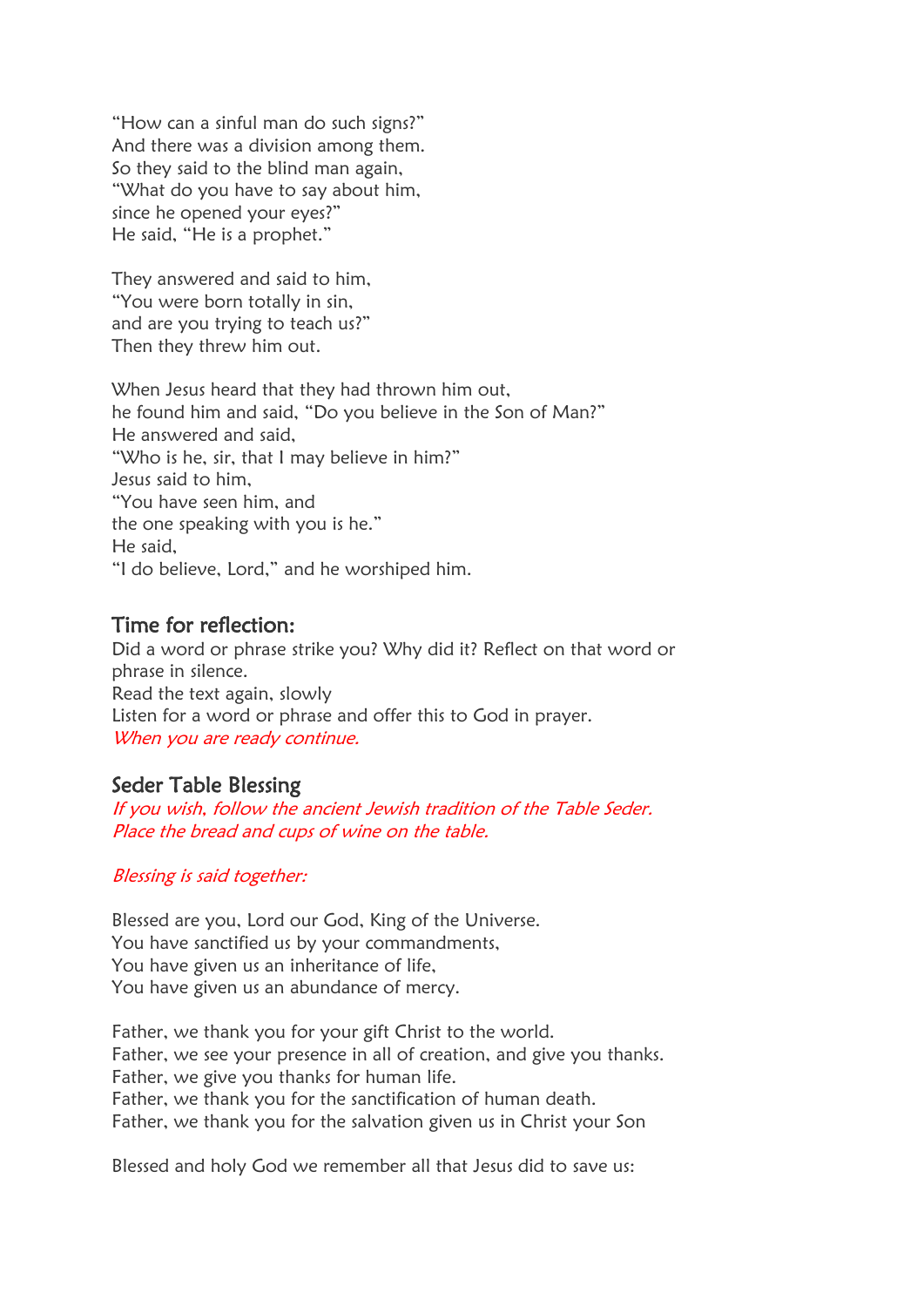"How can a sinful man do such signs?"
And there was a division among them.
So they said to the blind man again,
"What do you have to say about him,
since he opened your eyes?"
He said, "He is a prophet."

They answered and said to him,
"You were born totally in sin,
and are you trying to teach us?"
Then they threw him out.

When Jesus heard that they had thrown him out,
he found him and said, "Do you believe in the Son of Man?"
He answered and said,
"Who is he, sir, that I may believe in him?"
Jesus said to him,
"You have seen him, and
the one speaking with you is he."
He said,
"I do believe, Lord," and he worshiped him.

## Time for reflection:

Did a word or phrase strike you? Why did it? Reflect on that word or phrase in silence.
Read the text again, slowly
Listen for a word or phrase and offer this to God in prayer.
*When you are ready continue.*

## Seder Table Blessing

*If you wish, follow the ancient Jewish tradition of the Table Seder.*
*Place the bread and cups of wine on the table.*

*Blessing is said together:*

Blessed are you, Lord our God, King of the Universe.
You have sanctified us by your commandments,
You have given us an inheritance of life,
You have given us an abundance of mercy.

Father, we thank you for your gift Christ to the world.
Father, we see your presence in all of creation, and give you thanks.
Father, we give you thanks for human life.
Father, we thank you for the sanctification of human death.
Father, we thank you for the salvation given us in Christ your Son

Blessed and holy God we remember all that Jesus did to save us: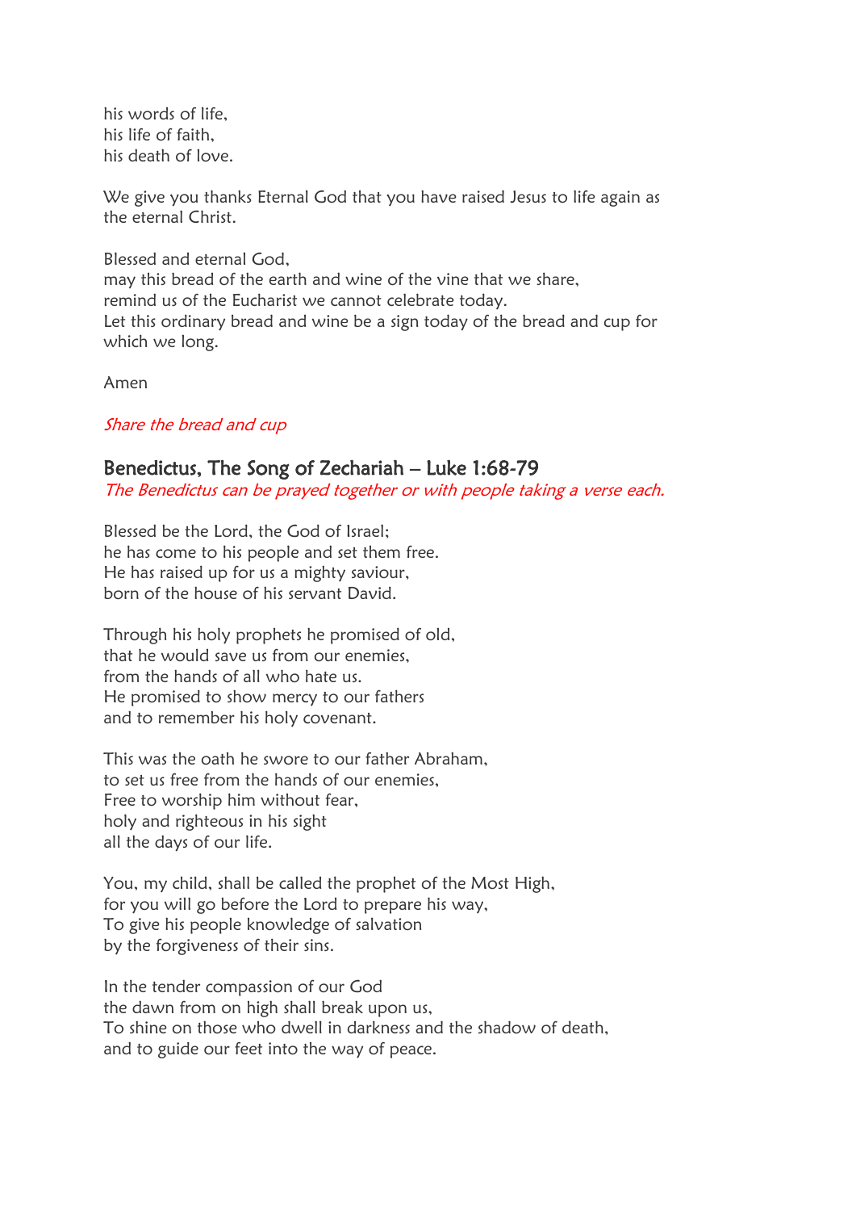his words of life,  
his life of faith,  
his death of love.

We give you thanks Eternal God that you have raised Jesus to life again as the eternal Christ.

Blessed and eternal God,  
may this bread of the earth and wine of the vine that we share,  
remind us of the Eucharist we cannot celebrate today.  
Let this ordinary bread and wine be a sign today of the bread and cup for which we long.

Amen

*Share the bread and cup*

## Benedictus, The Song of Zechariah – Luke 1:68-79

*The Benedictus can be prayed together or with people taking a verse each.*

Blessed be the Lord, the God of Israel;  
he has come to his people and set them free.  
He has raised up for us a mighty saviour,  
born of the house of his servant David.

Through his holy prophets he promised of old,  
that he would save us from our enemies,  
from the hands of all who hate us.  
He promised to show mercy to our fathers  
and to remember his holy covenant.

This was the oath he swore to our father Abraham,  
to set us free from the hands of our enemies,  
Free to worship him without fear,  
holy and righteous in his sight  
all the days of our life.

You, my child, shall be called the prophet of the Most High,  
for you will go before the Lord to prepare his way,  
To give his people knowledge of salvation  
by the forgiveness of their sins.

In the tender compassion of our God  
the dawn from on high shall break upon us,  
To shine on those who dwell in darkness and the shadow of death,  
and to guide our feet into the way of peace.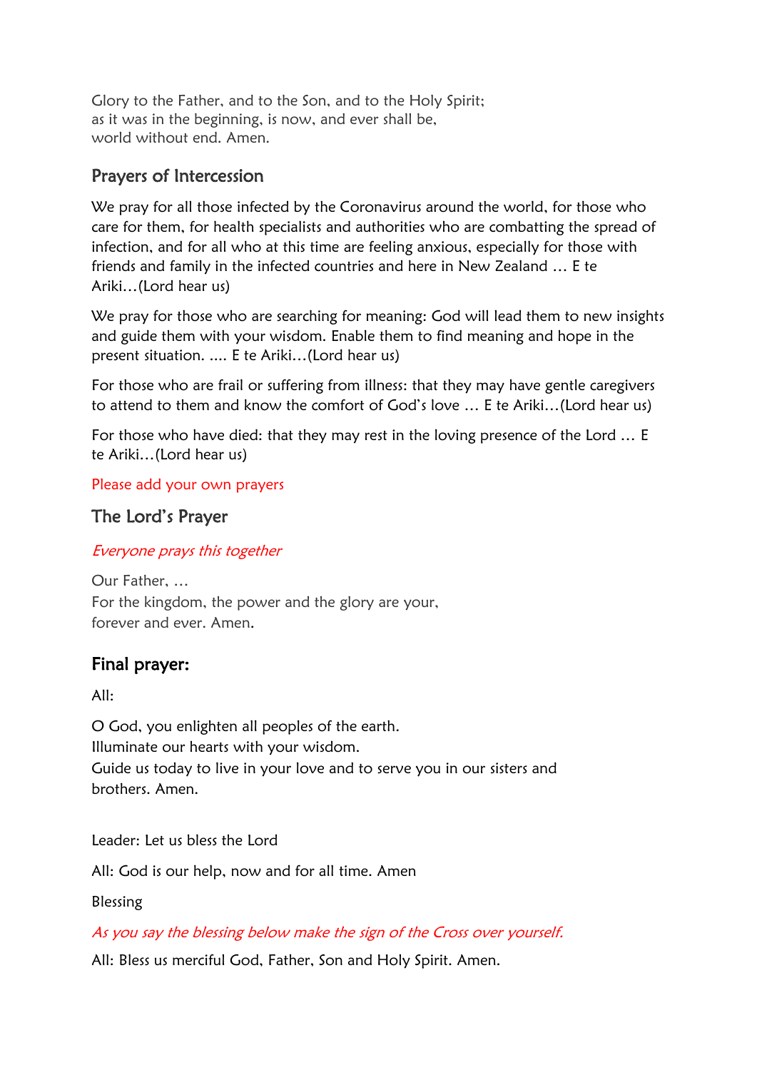Glory to the Father, and to the Son, and to the Holy Spirit;
as it was in the beginning, is now, and ever shall be,
world without end. Amen.

## Prayers of Intercession

We pray for all those infected by the Coronavirus around the world, for those who care for them, for health specialists and authorities who are combatting the spread of infection, and for all who at this time are feeling anxious, especially for those with friends and family in the infected countries and here in New Zealand … E te Ariki…(Lord hear us)

We pray for those who are searching for meaning: God will lead them to new insights and guide them with your wisdom. Enable them to find meaning and hope in the present situation. .... E te Ariki…(Lord hear us)

For those who are frail or suffering from illness: that they may have gentle caregivers to attend to them and know the comfort of God's love … E te Ariki…(Lord hear us)

For those who have died: that they may rest in the loving presence of the Lord … E te Ariki…(Lord hear us)

Please add your own prayers

## The Lord's Prayer

*Everyone prays this together*

Our Father, …
For the kingdom, the power and the glory are your,
forever and ever. Amen.

## Final prayer:

All:

O God, you enlighten all peoples of the earth.
Illuminate our hearts with your wisdom.
Guide us today to live in your love and to serve you in our sisters and brothers. Amen.

Leader: Let us bless the Lord

All: God is our help, now and for all time. Amen

Blessing

*As you say the blessing below make the sign of the Cross over yourself.*

All: Bless us merciful God, Father, Son and Holy Spirit. Amen.